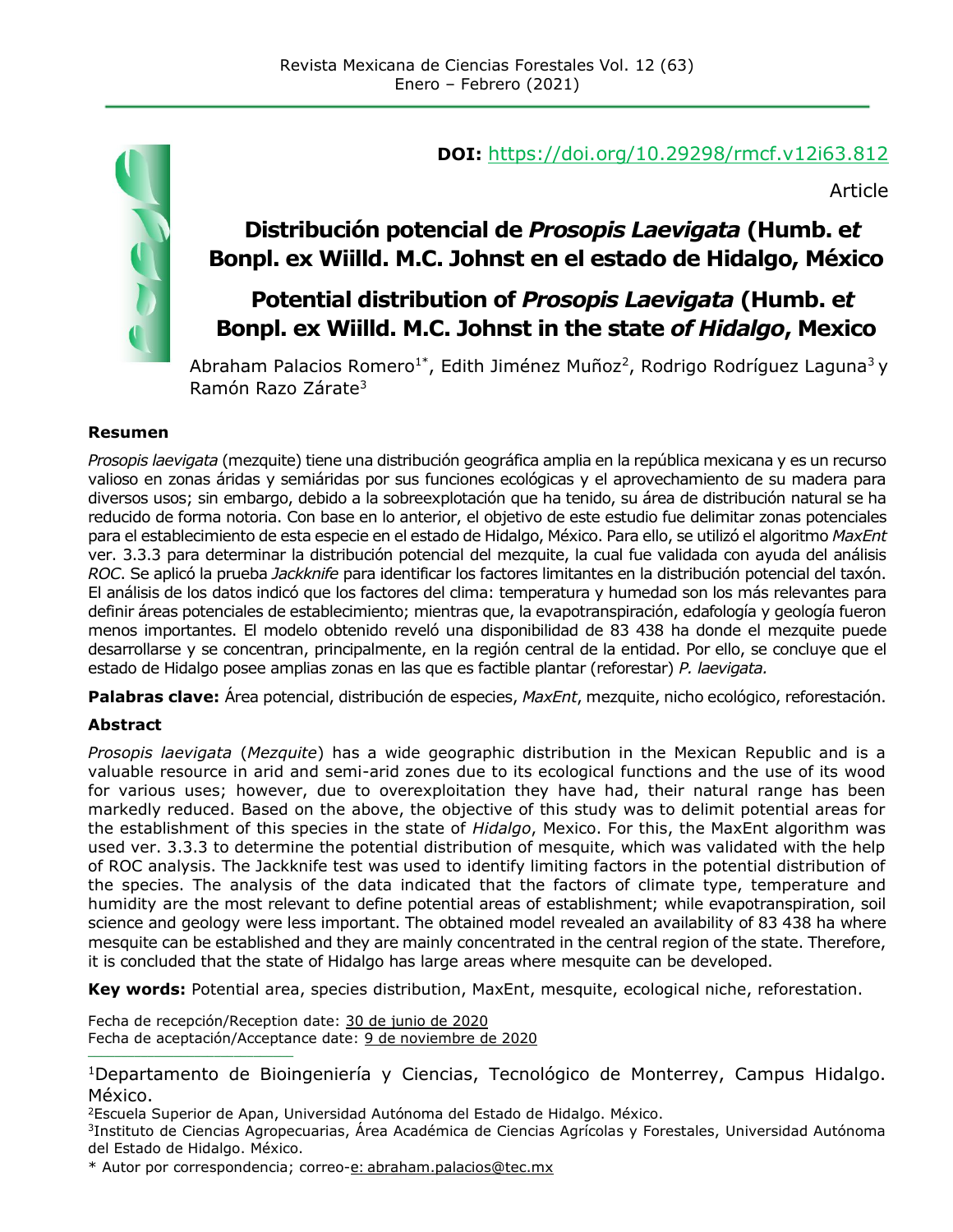**DOI:** https://doi.org/10.29298/rmcf.v12i63.812

Article

# Distribución potencial de *Prosopis Laevigata* (Humb. e*t* Bonpl. ex Wiilld. M.C. Johnst en el estado de Hidalgo, México

# Potential distribution of *Prosopis Laevigata* (Humb. e*t* Bonpl. ex Wiilld. M.C. Johnst in the state *of Hidalgo*, Mexico

Abraham Palacios Romero[1*], Edith Jiménez Muñoz[2], Rodrigo Rodríguez Laguna[3] y Ramón Razo Zárate[3]

### Resumen

*Prosopis laevigata* (mezquite) tiene una distribución geográfica amplia en la república mexicana y es un recurso valioso en zonas áridas y semiáridas por sus funciones ecológicas y el aprovechamiento de su madera para diversos usos; sin embargo, debido a la sobreexplotación que ha tenido, su área de distribución natural se ha reducido de forma notoria. Con base en lo anterior, el objetivo de este estudio fue delimitar zonas potenciales para el establecimiento de esta especie en el estado de Hidalgo, México. Para ello, se utilizó el algoritmo *MaxEnt* ver. 3.3.3 para determinar la distribución potencial del mezquite, la cual fue validada con ayuda del análisis *ROC*. Se aplicó la prueba *Jackknife* para identificar los factores limitantes en la distribución potencial del taxón. El análisis de los datos indicó que los factores del clima: temperatura y humedad son los más relevantes para definir áreas potenciales de establecimiento; mientras que, la evapotranspiración, edafología y geología fueron menos importantes. El modelo obtenido reveló una disponibilidad de 83 438 ha donde el mezquite puede desarrollarse y se concentran, principalmente, en la región central de la entidad. Por ello, se concluye que el estado de Hidalgo posee amplias zonas en las que es factible plantar (reforestar) *P. laevigata.*

**Palabras clave:** Área potencial, distribución de especies, *MaxEnt*, mezquite, nicho ecológico, reforestación.

### Abstract

*Prosopis laevigata* (*Mezquite*) has a wide geographic distribution in the Mexican Republic and is a valuable resource in arid and semi-arid zones due to its ecological functions and the use of its wood for various uses; however, due to overexploitation they have had, their natural range has been markedly reduced. Based on the above, the objective of this study was to delimit potential areas for the establishment of this species in the state of *Hidalgo*, Mexico. For this, the MaxEnt algorithm was used ver. 3.3.3 to determine the potential distribution of mesquite, which was validated with the help of ROC analysis. The Jackknife test was used to identify limiting factors in the potential distribution of the species. The analysis of the data indicated that the factors of climate type, temperature and humidity are the most relevant to define potential areas of establishment; while evapotranspiration, soil science and geology were less important. The obtained model revealed an availability of 83 438 ha where mesquite can be established and they are mainly concentrated in the central region of the state. Therefore, it is concluded that the state of Hidalgo has large areas where mesquite can be developed.

**Key words:** Potential area, species distribution, MaxEnt, mesquite, ecological niche, reforestation.

Fecha de recepción/Reception date: 30 de junio de 2020
Fecha de aceptación/Acceptance date: 9 de noviembre de 2020

---

[1]Departamento de Bioingeniería y Ciencias, Tecnológico de Monterrey, Campus Hidalgo. México.
[2]Escuela Superior de Apan, Universidad Autónoma del Estado de Hidalgo. México.
[3]Instituto de Ciencias Agropecuarias, Área Académica de Ciencias Agrícolas y Forestales, Universidad Autónoma del Estado de Hidalgo. México.
* Autor por correspondencia; correo-e: abraham.palacios@tec.mx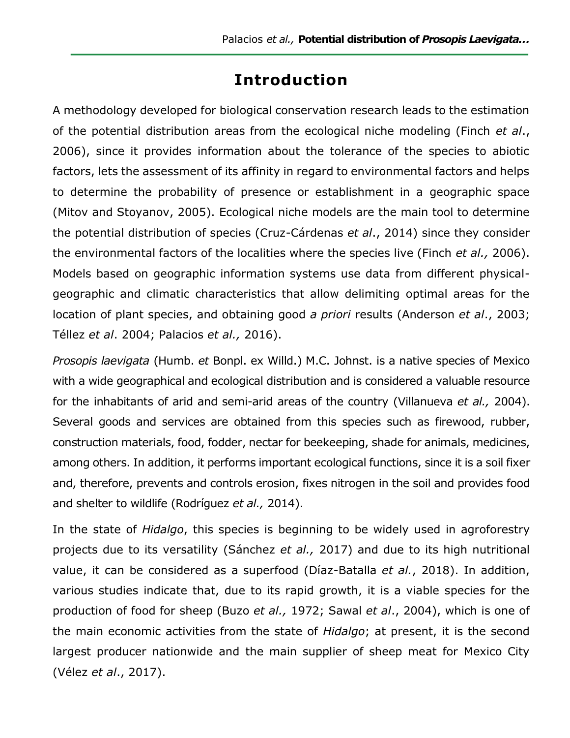# Introduction

A methodology developed for biological conservation research leads to the estimation of the potential distribution areas from the ecological niche modeling (Finch *et al*., 2006), since it provides information about the tolerance of the species to abiotic factors, lets the assessment of its affinity in regard to environmental factors and helps to determine the probability of presence or establishment in a geographic space (Mitov and Stoyanov, 2005). Ecological niche models are the main tool to determine the potential distribution of species (Cruz-Cárdenas *et al*., 2014) since they consider the environmental factors of the localities where the species live (Finch *et al.,* 2006). Models based on geographic information systems use data from different physical-geographic and climatic characteristics that allow delimiting optimal areas for the location of plant species, and obtaining good *a priori* results (Anderson *et al*., 2003; Téllez *et al*. 2004; Palacios *et al.,* 2016).

*Prosopis laevigata* (Humb. *et* Bonpl. ex Willd.) M.C. Johnst. is a native species of Mexico with a wide geographical and ecological distribution and is considered a valuable resource for the inhabitants of arid and semi-arid areas of the country (Villanueva *et al.,* 2004). Several goods and services are obtained from this species such as firewood, rubber, construction materials, food, fodder, nectar for beekeeping, shade for animals, medicines, among others. In addition, it performs important ecological functions, since it is a soil fixer and, therefore, prevents and controls erosion, fixes nitrogen in the soil and provides food and shelter to wildlife (Rodríguez *et al.,* 2014).

In the state of *Hidalgo*, this species is beginning to be widely used in agroforestry projects due to its versatility (Sánchez *et al.,* 2017) and due to its high nutritional value, it can be considered as a superfood (Díaz-Batalla *et al.*, 2018). In addition, various studies indicate that, due to its rapid growth, it is a viable species for the production of food for sheep (Buzo *et al.,* 1972; Sawal *et al*., 2004), which is one of the main economic activities from the state of *Hidalgo*; at present, it is the second largest producer nationwide and the main supplier of sheep meat for Mexico City (Vélez *et al*., 2017).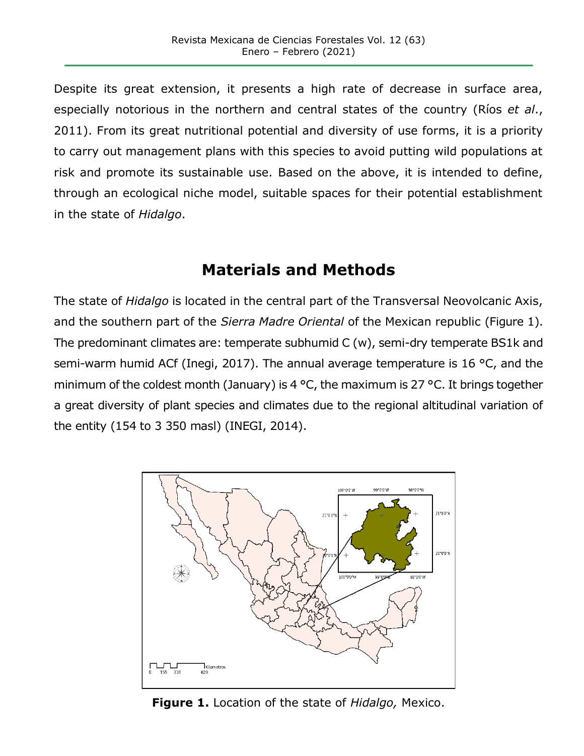Despite its great extension, it presents a high rate of decrease in surface area, especially notorious in the northern and central states of the country (Ríos *et al*., 2011). From its great nutritional potential and diversity of use forms, it is a priority to carry out management plans with this species to avoid putting wild populations at risk and promote its sustainable use. Based on the above, it is intended to define, through an ecological niche model, suitable spaces for their potential establishment in the state of *Hidalgo*.

## Materials and Methods

The state of *Hidalgo* is located in the central part of the Transversal Neovolcanic Axis, and the southern part of the *Sierra Madre Oriental* of the Mexican republic (Figure 1). The predominant climates are: temperate subhumid C (w), semi-dry temperate BS1k and semi-warm humid ACf (Inegi, 2017). The annual average temperature is 16 °C, and the minimum of the coldest month (January) is 4 °C, the maximum is 27 °C. It brings together a great diversity of plant species and climates due to the regional altitudinal variation of the entity (154 to 3 350 masl) (INEGI, 2014).

**Figure 1.** Location of the state of *Hidalgo,* Mexico.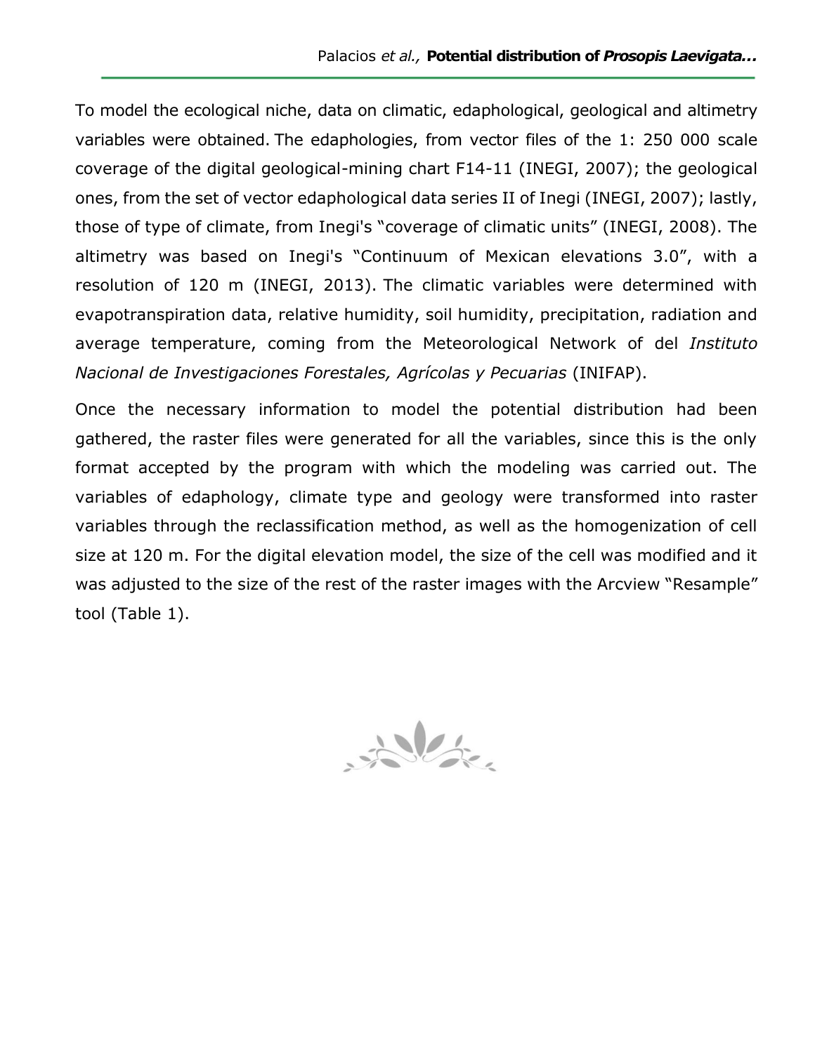To model the ecological niche, data on climatic, edaphological, geological and altimetry variables were obtained. The edaphologies, from vector files of the 1: 250 000 scale coverage of the digital geological-mining chart F14-11 (INEGI, 2007); the geological ones, from the set of vector edaphological data series II of Inegi (INEGI, 2007); lastly, those of type of climate, from Inegi's "coverage of climatic units" (INEGI, 2008). The altimetry was based on Inegi's "Continuum of Mexican elevations 3.0", with a resolution of 120 m (INEGI, 2013). The climatic variables were determined with evapotranspiration data, relative humidity, soil humidity, precipitation, radiation and average temperature, coming from the Meteorological Network of del *Instituto Nacional de Investigaciones Forestales, Agrícolas y Pecuarias* (INIFAP).

Once the necessary information to model the potential distribution had been gathered, the raster files were generated for all the variables, since this is the only format accepted by the program with which the modeling was carried out. The variables of edaphology, climate type and geology were transformed into raster variables through the reclassification method, as well as the homogenization of cell size at 120 m. For the digital elevation model, the size of the cell was modified and it was adjusted to the size of the rest of the raster images with the Arcview "Resample" tool (Table 1).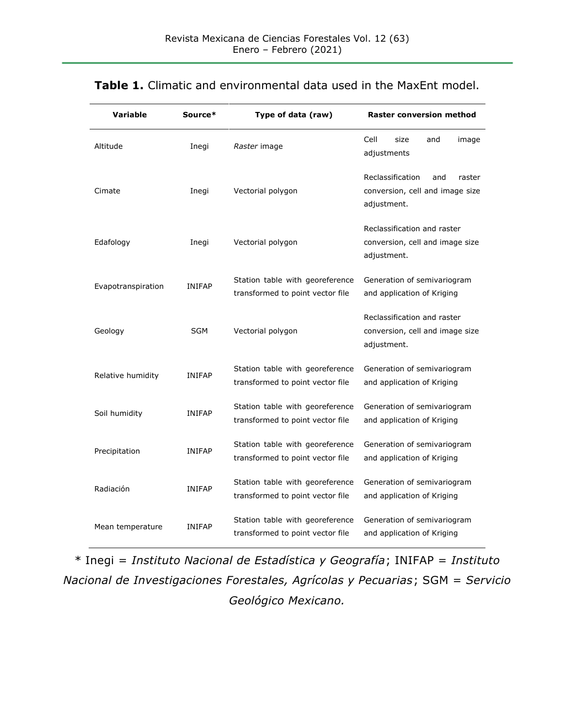**Table 1.** Climatic and environmental data used in the MaxEnt model.

| Variable | Source* | Type of data (raw) | Raster conversion method |
|---|---|---|---|
| Altitude | Inegi | *Raster* image | Cell size and image adjustments |
| Cimate | Inegi | Vectorial polygon | Reclassification and raster conversion, cell and image size adjustment. |
| Edafology | Inegi | Vectorial polygon | Reclassification and raster conversion, cell and image size adjustment. |
| Evapotranspiration | INIFAP | Station table with georeference transformed to point vector file | Generation of semivariogram and application of Kriging |
| Geology | SGM | Vectorial polygon | Reclassification and raster conversion, cell and image size adjustment. |
| Relative humidity | INIFAP | Station table with georeference transformed to point vector file | Generation of semivariogram and application of Kriging |
| Soil humidity | INIFAP | Station table with georeference transformed to point vector file | Generation of semivariogram and application of Kriging |
| Precipitation | INIFAP | Station table with georeference transformed to point vector file | Generation of semivariogram and application of Kriging |
| Radiación | INIFAP | Station table with georeference transformed to point vector file | Generation of semivariogram and application of Kriging |
| Mean temperature | INIFAP | Station table with georeference transformed to point vector file | Generation of semivariogram and application of Kriging |

* Inegi = *Instituto Nacional de Estadística y Geografía*; INIFAP = *Instituto Nacional de Investigaciones Forestales, Agrícolas y Pecuarias*; SGM = *Servicio Geológico Mexicano.*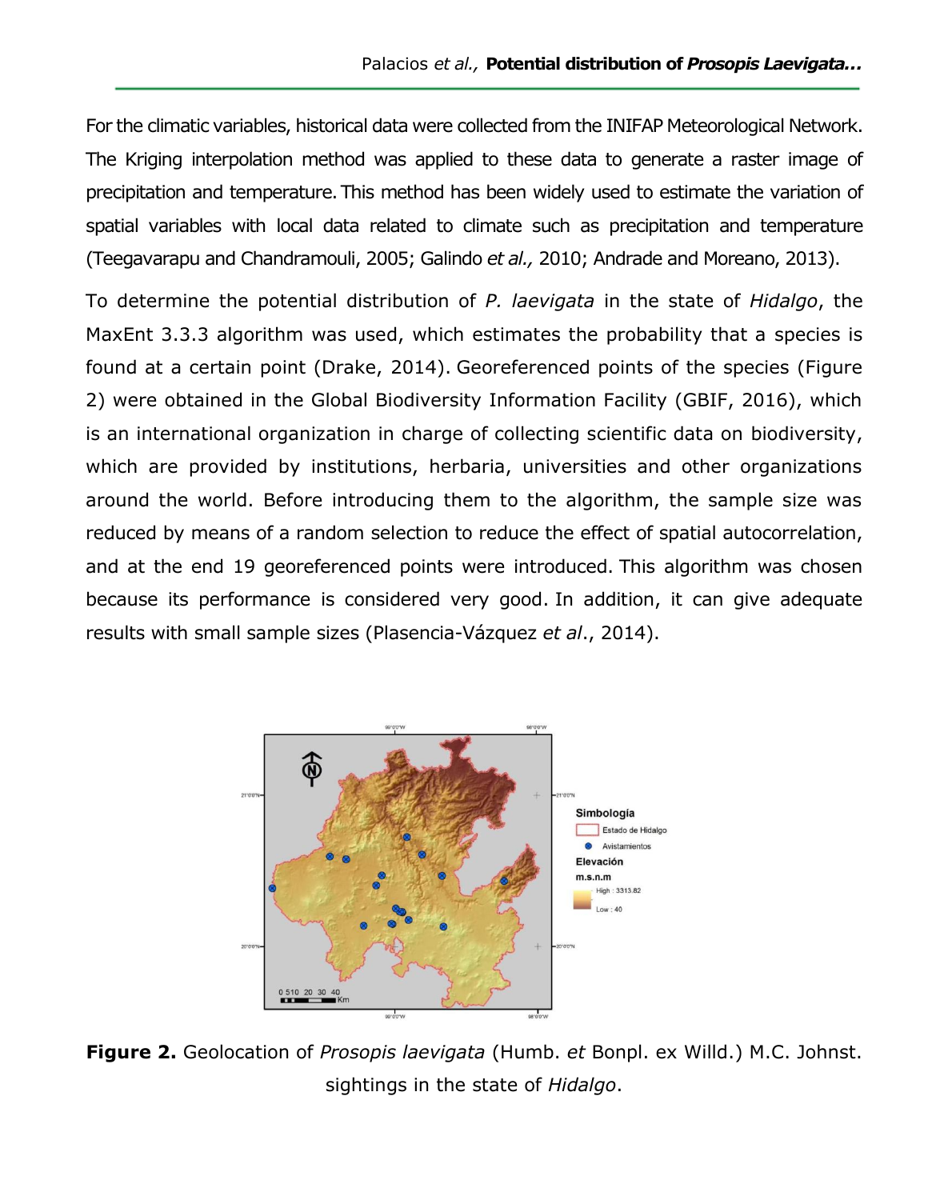For the climatic variables, historical data were collected from the INIFAP Meteorological Network. The Kriging interpolation method was applied to these data to generate a raster image of precipitation and temperature. This method has been widely used to estimate the variation of spatial variables with local data related to climate such as precipitation and temperature (Teegavarapu and Chandramouli, 2005; Galindo *et al.,* 2010; Andrade and Moreano, 2013).

To determine the potential distribution of *P. laevigata* in the state of *Hidalgo*, the MaxEnt 3.3.3 algorithm was used, which estimates the probability that a species is found at a certain point (Drake, 2014). Georeferenced points of the species (Figure 2) were obtained in the Global Biodiversity Information Facility (GBIF, 2016), which is an international organization in charge of collecting scientific data on biodiversity, which are provided by institutions, herbaria, universities and other organizations around the world. Before introducing them to the algorithm, the sample size was reduced by means of a random selection to reduce the effect of spatial autocorrelation, and at the end 19 georeferenced points were introduced. This algorithm was chosen because its performance is considered very good. In addition, it can give adequate results with small sample sizes (Plasencia-Vázquez *et al*., 2014).

**Figure 2.** Geolocation of *Prosopis laevigata* (Humb. *et* Bonpl. ex Willd.) M.C. Johnst. sightings in the state of *Hidalgo*.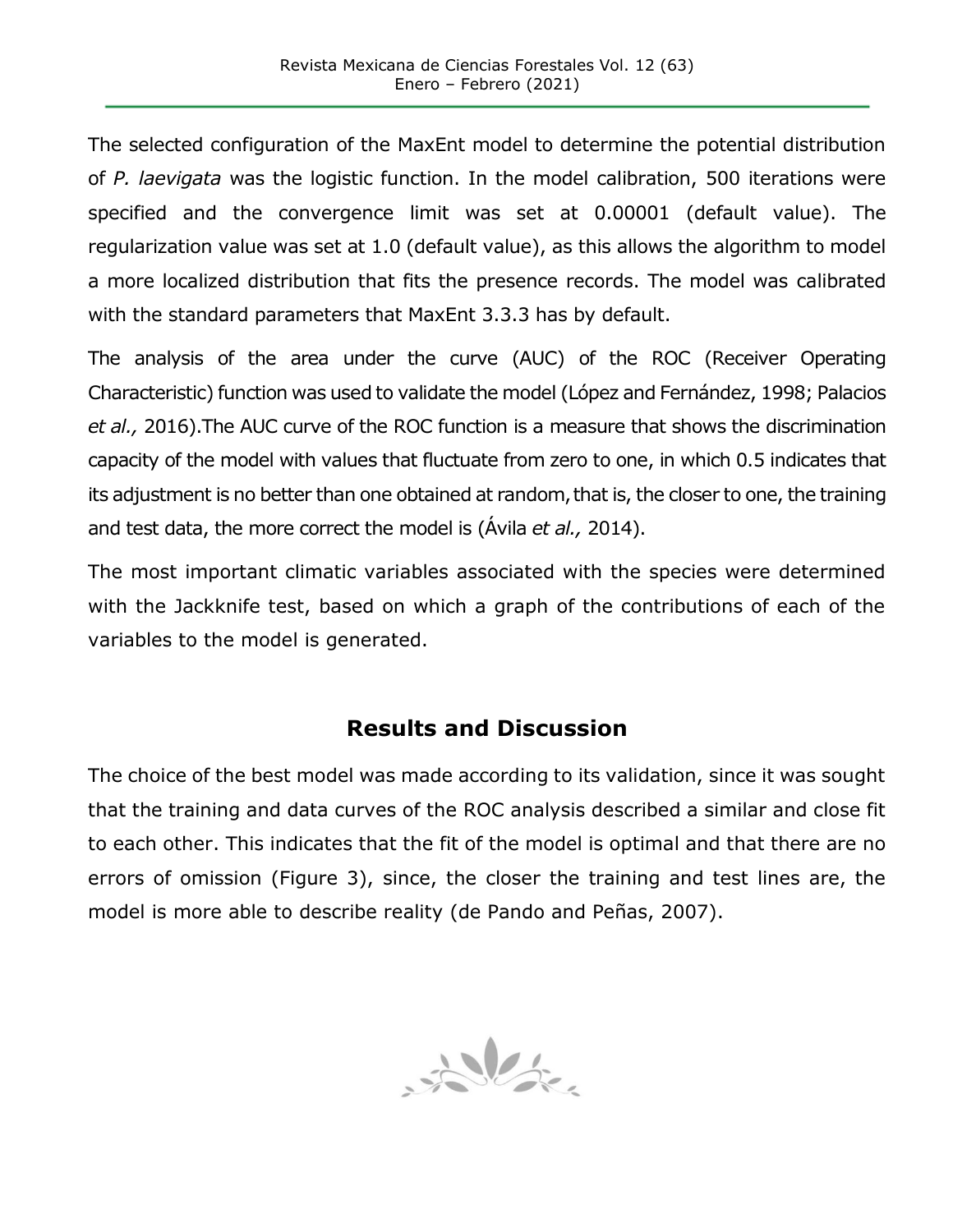The selected configuration of the MaxEnt model to determine the potential distribution of *P. laevigata* was the logistic function. In the model calibration, 500 iterations were specified and the convergence limit was set at 0.00001 (default value). The regularization value was set at 1.0 (default value), as this allows the algorithm to model a more localized distribution that fits the presence records. The model was calibrated with the standard parameters that MaxEnt 3.3.3 has by default.

The analysis of the area under the curve (AUC) of the ROC (Receiver Operating Characteristic) function was used to validate the model (López and Fernández, 1998; Palacios *et al.,* 2016).The AUC curve of the ROC function is a measure that shows the discrimination capacity of the model with values that fluctuate from zero to one, in which 0.5 indicates that its adjustment is no better than one obtained at random, that is, the closer to one, the training and test data, the more correct the model is (Ávila *et al.,* 2014).

The most important climatic variables associated with the species were determined with the Jackknife test, based on which a graph of the contributions of each of the variables to the model is generated.

## Results and Discussion

The choice of the best model was made according to its validation, since it was sought that the training and data curves of the ROC analysis described a similar and close fit to each other. This indicates that the fit of the model is optimal and that there are no errors of omission (Figure 3), since, the closer the training and test lines are, the model is more able to describe reality (de Pando and Peñas, 2007).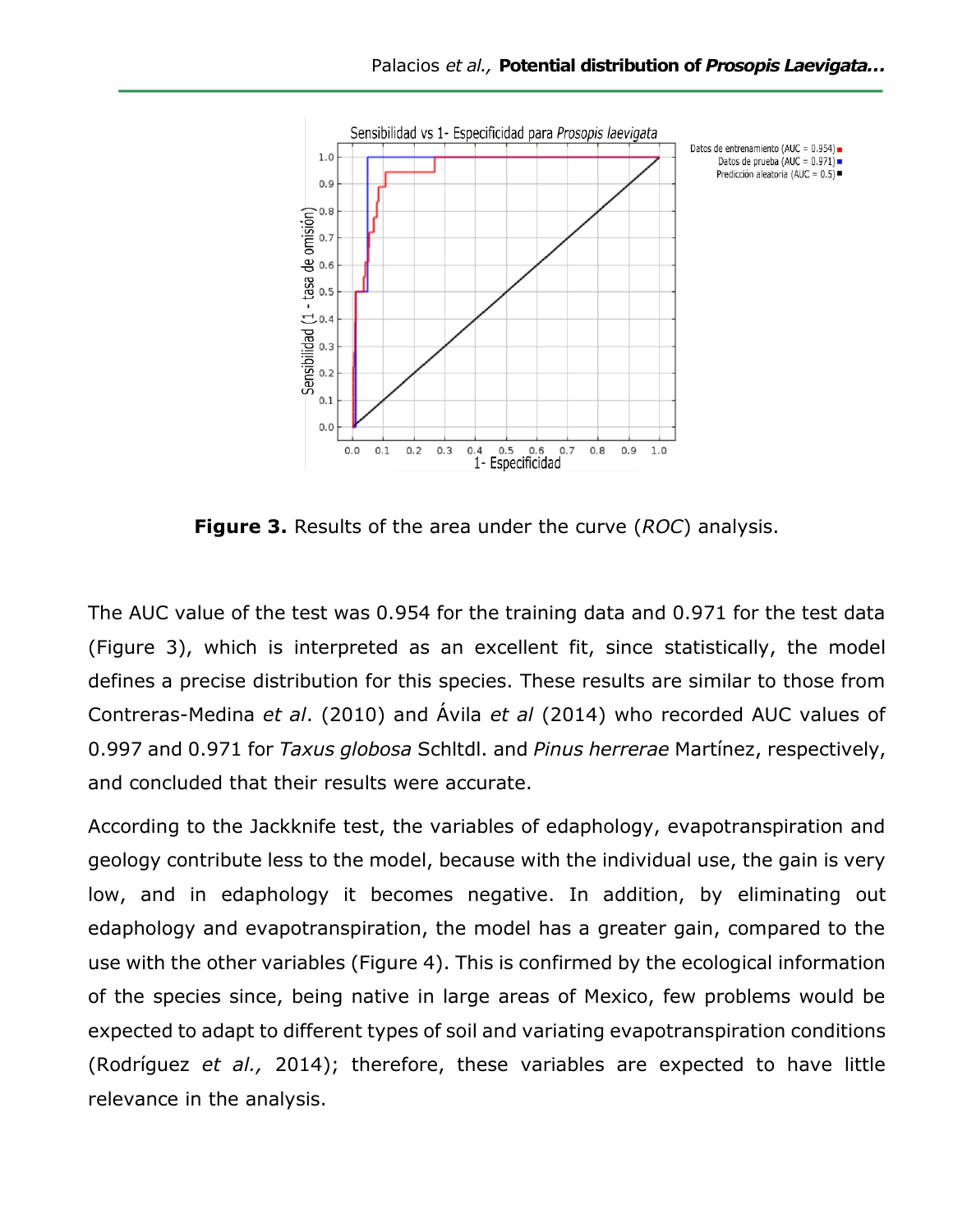**Figure 3.** Results of the area under the curve (*ROC*) analysis.

The AUC value of the test was 0.954 for the training data and 0.971 for the test data (Figure 3), which is interpreted as an excellent fit, since statistically, the model defines a precise distribution for this species. These results are similar to those from Contreras-Medina *et al*. (2010) and Ávila *et al* (2014) who recorded AUC values of 0.997 and 0.971 for *Taxus globosa* Schltdl. and *Pinus herrerae* Martínez, respectively, and concluded that their results were accurate.

According to the Jackknife test, the variables of edaphology, evapotranspiration and geology contribute less to the model, because with the individual use, the gain is very low, and in edaphology it becomes negative. In addition, by eliminating out edaphology and evapotranspiration, the model has a greater gain, compared to the use with the other variables (Figure 4). This is confirmed by the ecological information of the species since, being native in large areas of Mexico, few problems would be expected to adapt to different types of soil and variating evapotranspiration conditions (Rodríguez *et al.,* 2014); therefore, these variables are expected to have little relevance in the analysis.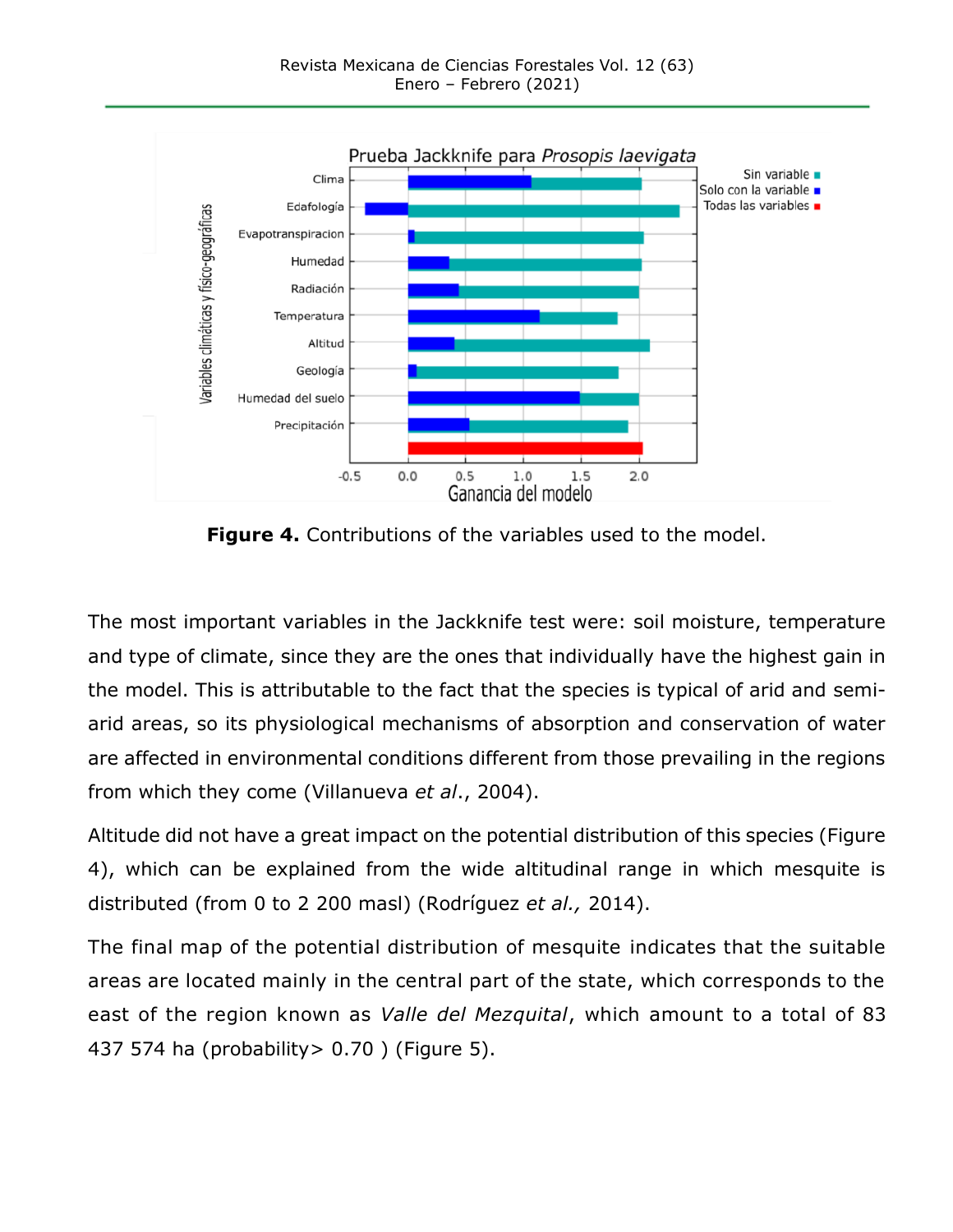Figure 4. Contributions of the variables used to the model.

The most important variables in the Jackknife test were: soil moisture, temperature and type of climate, since they are the ones that individually have the highest gain in the model. This is attributable to the fact that the species is typical of arid and semi-arid areas, so its physiological mechanisms of absorption and conservation of water are affected in environmental conditions different from those prevailing in the regions from which they come (Villanueva *et al*., 2004).

Altitude did not have a great impact on the potential distribution of this species (Figure 4), which can be explained from the wide altitudinal range in which mesquite is distributed (from 0 to 2 200 masl) (Rodríguez *et al.,* 2014).

The final map of the potential distribution of mesquite indicates that the suitable areas are located mainly in the central part of the state, which corresponds to the east of the region known as *Valle del Mezquital*, which amount to a total of 83 437 574 ha (probability> 0.70 ) (Figure 5).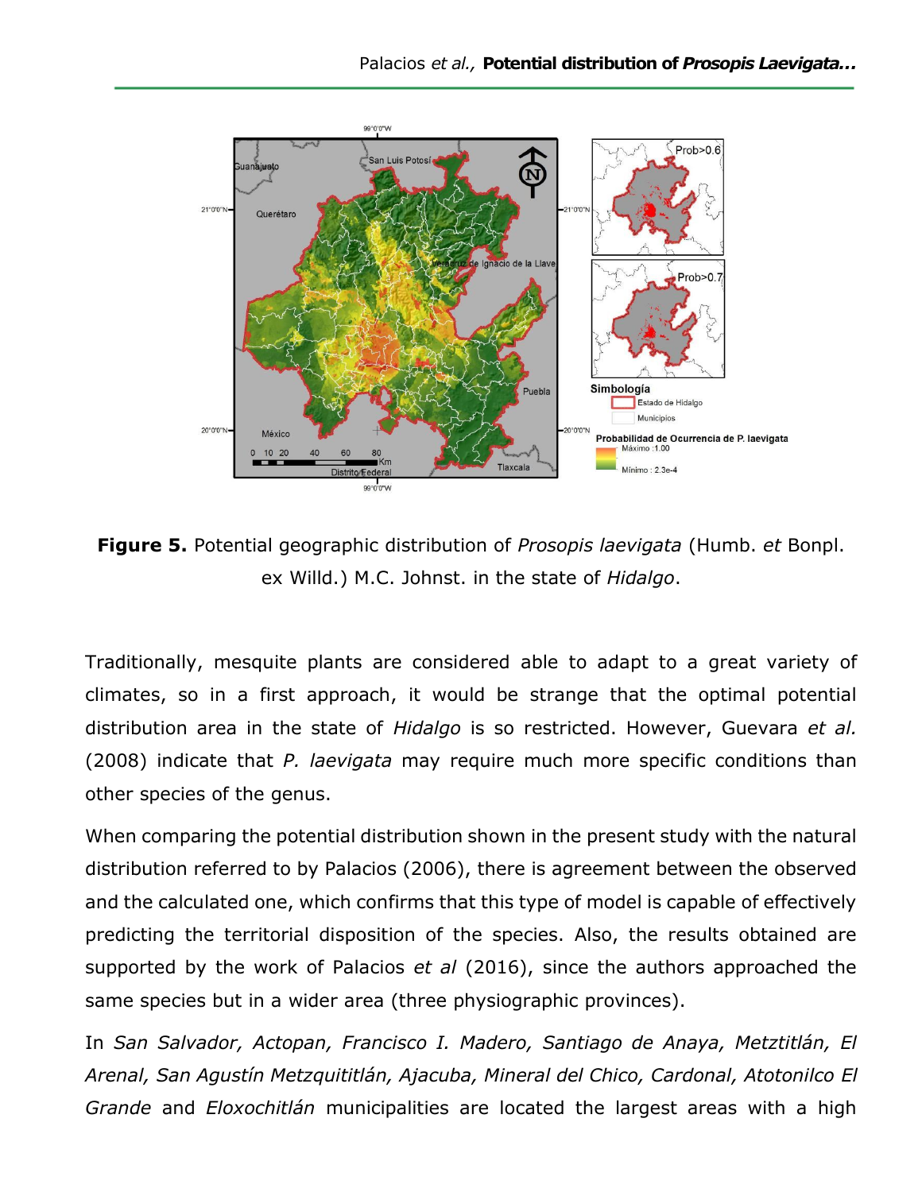**Figure 5.** Potential geographic distribution of *Prosopis laevigata* (Humb. *et* Bonpl. ex Willd.) M.C. Johnst. in the state of *Hidalgo*.

Traditionally, mesquite plants are considered able to adapt to a great variety of climates, so in a first approach, it would be strange that the optimal potential distribution area in the state of *Hidalgo* is so restricted. However, Guevara *et al.* (2008) indicate that *P. laevigata* may require much more specific conditions than other species of the genus.

When comparing the potential distribution shown in the present study with the natural distribution referred to by Palacios (2006), there is agreement between the observed and the calculated one, which confirms that this type of model is capable of effectively predicting the territorial disposition of the species. Also, the results obtained are supported by the work of Palacios *et al* (2016), since the authors approached the same species but in a wider area (three physiographic provinces).

In *San Salvador, Actopan, Francisco I. Madero, Santiago de Anaya, Metztitlán, El Arenal, San Agustín Metzquititlán, Ajacuba, Mineral del Chico, Cardonal, Atotonilco El Grande* and *Eloxochitlán* municipalities are located the largest areas with a high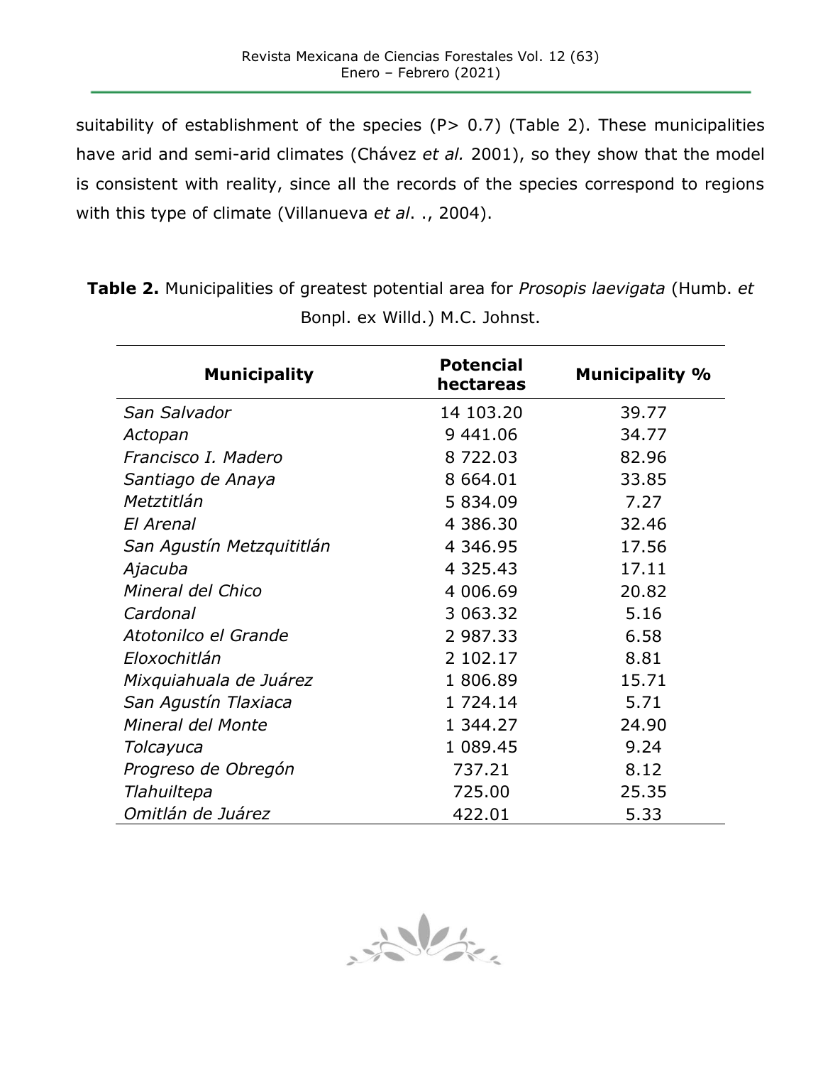suitability of establishment of the species (P> 0.7) (Table 2). These municipalities have arid and semi-arid climates (Chávez *et al.* 2001), so they show that the model is consistent with reality, since all the records of the species correspond to regions with this type of climate (Villanueva *et al*. ., 2004).

**Table 2.** Municipalities of greatest potential area for *Prosopis laevigata* (Humb. *et* Bonpl. ex Willd.) M.C. Johnst.

| Municipality | Potencial hectareas | Municipality % |
|---|---|---|
| *San Salvador* | 14 103.20 | 39.77 |
| *Actopan* | 9 441.06 | 34.77 |
| *Francisco I. Madero* | 8 722.03 | 82.96 |
| *Santiago de Anaya* | 8 664.01 | 33.85 |
| *Metztitlán* | 5 834.09 | 7.27 |
| *El Arenal* | 4 386.30 | 32.46 |
| *San Agustín Metzquititlán* | 4 346.95 | 17.56 |
| *Ajacuba* | 4 325.43 | 17.11 |
| *Mineral del Chico* | 4 006.69 | 20.82 |
| *Cardonal* | 3 063.32 | 5.16 |
| *Atotonilco el Grande* | 2 987.33 | 6.58 |
| *Eloxochitlán* | 2 102.17 | 8.81 |
| *Mixquiahuala de Juárez* | 1 806.89 | 15.71 |
| *San Agustín Tlaxiaca* | 1 724.14 | 5.71 |
| *Mineral del Monte* | 1 344.27 | 24.90 |
| *Tolcayuca* | 1 089.45 | 9.24 |
| *Progreso de Obregón* | 737.21 | 8.12 |
| *Tlahuiltepa* | 725.00 | 25.35 |
| *Omitlán de Juárez* | 422.01 | 5.33 |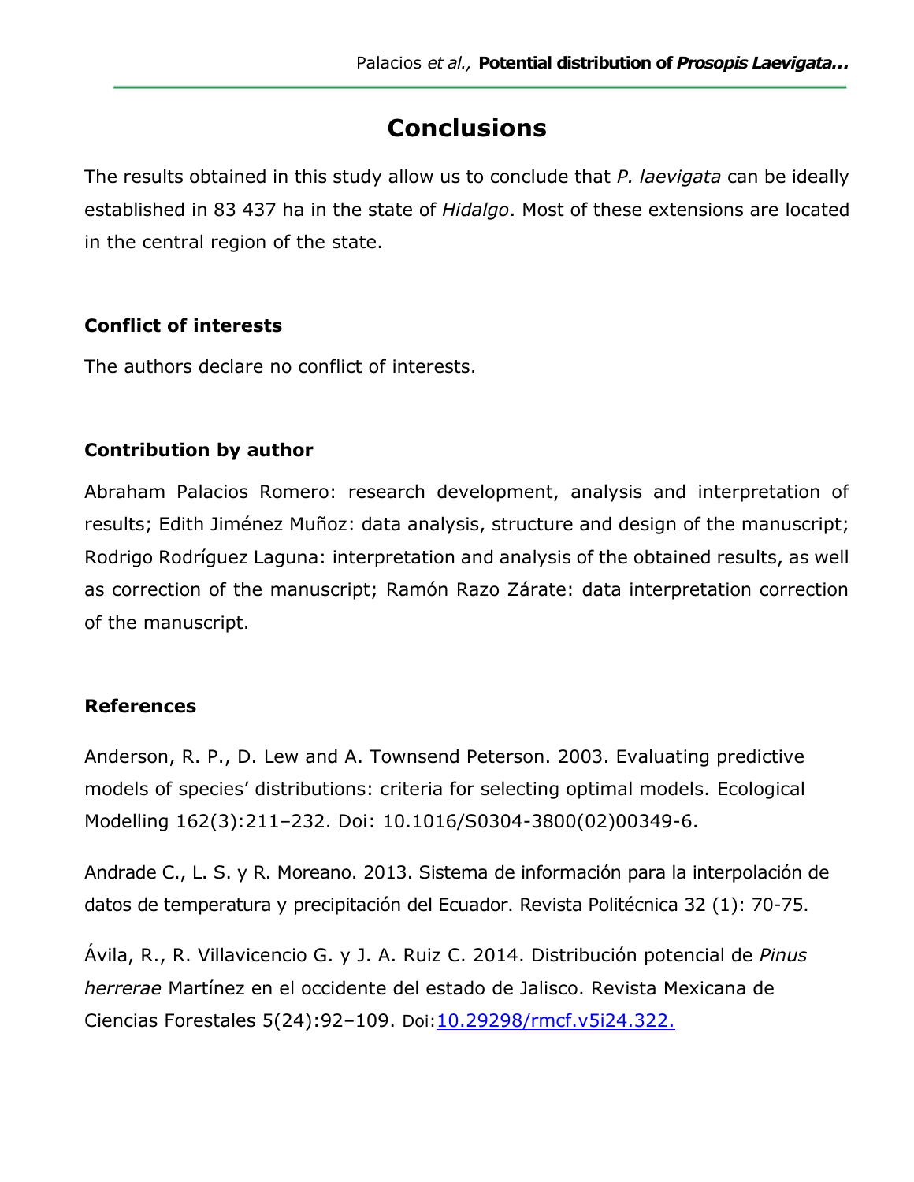## Conclusions

The results obtained in this study allow us to conclude that *P. laevigata* can be ideally established in 83 437 ha in the state of *Hidalgo*. Most of these extensions are located in the central region of the state.

### Conflict of interests

The authors declare no conflict of interests.

### Contribution by author

Abraham Palacios Romero: research development, analysis and interpretation of results; Edith Jiménez Muñoz: data analysis, structure and design of the manuscript; Rodrigo Rodríguez Laguna: interpretation and analysis of the obtained results, as well as correction of the manuscript; Ramón Razo Zárate: data interpretation correction of the manuscript.

### References

Anderson, R. P., D. Lew and A. Townsend Peterson. 2003. Evaluating predictive models of species' distributions: criteria for selecting optimal models. Ecological Modelling 162(3):211–232. Doi: 10.1016/S0304-3800(02)00349-6.

Andrade C., L. S. y R. Moreano. 2013. Sistema de información para la interpolación de datos de temperatura y precipitación del Ecuador. Revista Politécnica 32 (1): 70-75.

Ávila, R., R. Villavicencio G. y J. A. Ruiz C. 2014. Distribución potencial de *Pinus herrerae* Martínez en el occidente del estado de Jalisco. Revista Mexicana de Ciencias Forestales 5(24):92–109. Doi:10.29298/rmcf.v5i24.322.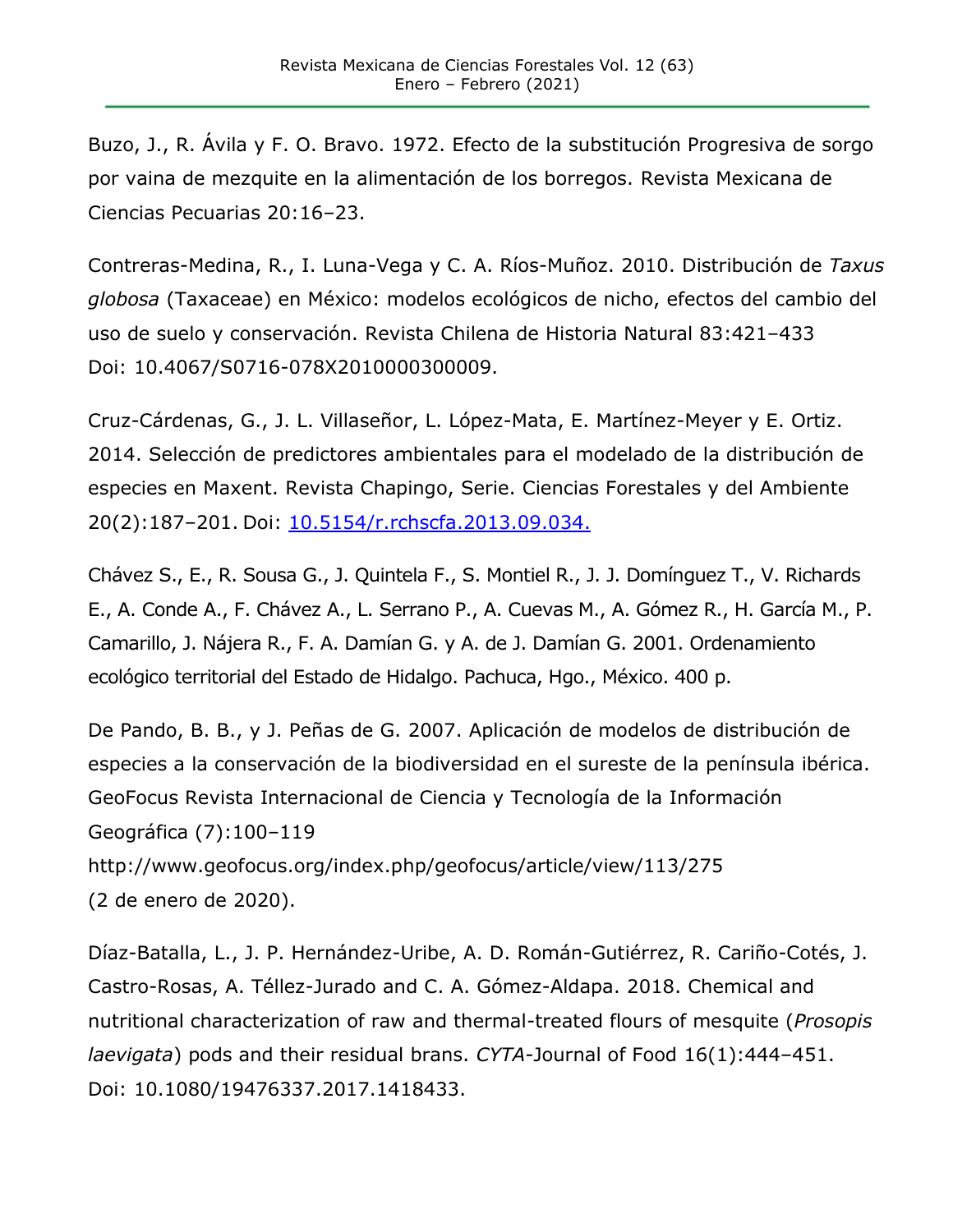Buzo, J., R. Ávila y F. O. Bravo. 1972. Efecto de la substitución Progresiva de sorgo por vaina de mezquite en la alimentación de los borregos. Revista Mexicana de Ciencias Pecuarias 20:16–23.

Contreras-Medina, R., I. Luna-Vega y C. A. Ríos-Muñoz. 2010. Distribución de *Taxus globosa* (Taxaceae) en México: modelos ecológicos de nicho, efectos del cambio del uso de suelo y conservación. Revista Chilena de Historia Natural 83:421–433 Doi: 10.4067/S0716-078X2010000300009.

Cruz-Cárdenas, G., J. L. Villaseñor, L. López-Mata, E. Martínez-Meyer y E. Ortiz. 2014. Selección de predictores ambientales para el modelado de la distribución de especies en Maxent. Revista Chapingo, Serie. Ciencias Forestales y del Ambiente 20(2):187–201. Doi: 10.5154/r.rchscfa.2013.09.034.

Chávez S., E., R. Sousa G., J. Quintela F., S. Montiel R., J. J. Domínguez T., V. Richards E., A. Conde A., F. Chávez A., L. Serrano P., A. Cuevas M., A. Gómez R., H. García M., P. Camarillo, J. Nájera R., F. A. Damían G. y A. de J. Damían G. 2001. Ordenamiento ecológico territorial del Estado de Hidalgo. Pachuca, Hgo., México. 400 p.

De Pando, B. B., y J. Peñas de G. 2007. Aplicación de modelos de distribución de especies a la conservación de la biodiversidad en el sureste de la península ibérica. GeoFocus Revista Internacional de Ciencia y Tecnología de la Información Geográfica (7):100–119 http://www.geofocus.org/index.php/geofocus/article/view/113/275 (2 de enero de 2020).

Díaz-Batalla, L., J. P. Hernández-Uribe, A. D. Román-Gutiérrez, R. Cariño-Cotés, J. Castro-Rosas, A. Téllez-Jurado and C. A. Gómez-Aldapa. 2018. Chemical and nutritional characterization of raw and thermal-treated flours of mesquite (*Prosopis laevigata*) pods and their residual brans. *CYTA*-Journal of Food 16(1):444–451. Doi: 10.1080/19476337.2017.1418433.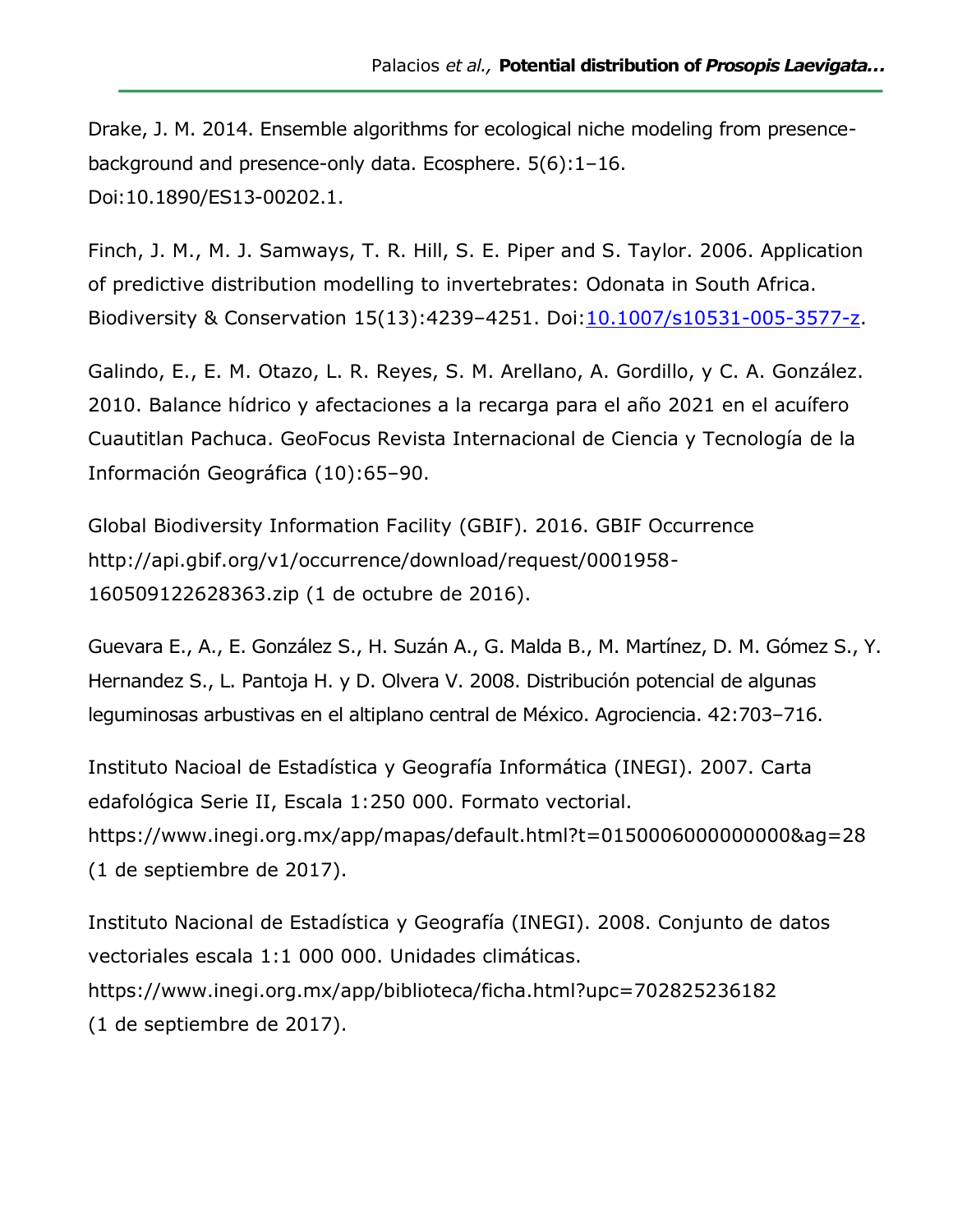Drake, J. M. 2014. Ensemble algorithms for ecological niche modeling from presence-background and presence-only data. Ecosphere. 5(6):1–16. Doi:10.1890/ES13-00202.1.

Finch, J. M., M. J. Samways, T. R. Hill, S. E. Piper and S. Taylor. 2006. Application of predictive distribution modelling to invertebrates: Odonata in South Africa. Biodiversity & Conservation 15(13):4239–4251. Doi:10.1007/s10531-005-3577-z.

Galindo, E., E. M. Otazo, L. R. Reyes, S. M. Arellano, A. Gordillo, y C. A. González. 2010. Balance hídrico y afectaciones a la recarga para el año 2021 en el acuífero Cuautitlan Pachuca. GeoFocus Revista Internacional de Ciencia y Tecnología de la Información Geográfica (10):65–90.

Global Biodiversity Information Facility (GBIF). 2016. GBIF Occurrence http://api.gbif.org/v1/occurrence/download/request/0001958-160509122628363.zip (1 de octubre de 2016).

Guevara E., A., E. González S., H. Suzán A., G. Malda B., M. Martínez, D. M. Gómez S., Y. Hernandez S., L. Pantoja H. y D. Olvera V. 2008. Distribución potencial de algunas leguminosas arbustivas en el altiplano central de México. Agrociencia. 42:703–716.

Instituto Nacioal de Estadística y Geografía Informática (INEGI). 2007. Carta edafológica Serie II, Escala 1:250 000. Formato vectorial. https://www.inegi.org.mx/app/mapas/default.html?t=0150006000000000&ag=28 (1 de septiembre de 2017).

Instituto Nacional de Estadística y Geografía (INEGI). 2008. Conjunto de datos vectoriales escala 1:1 000 000. Unidades climáticas. https://www.inegi.org.mx/app/biblioteca/ficha.html?upc=702825236182 (1 de septiembre de 2017).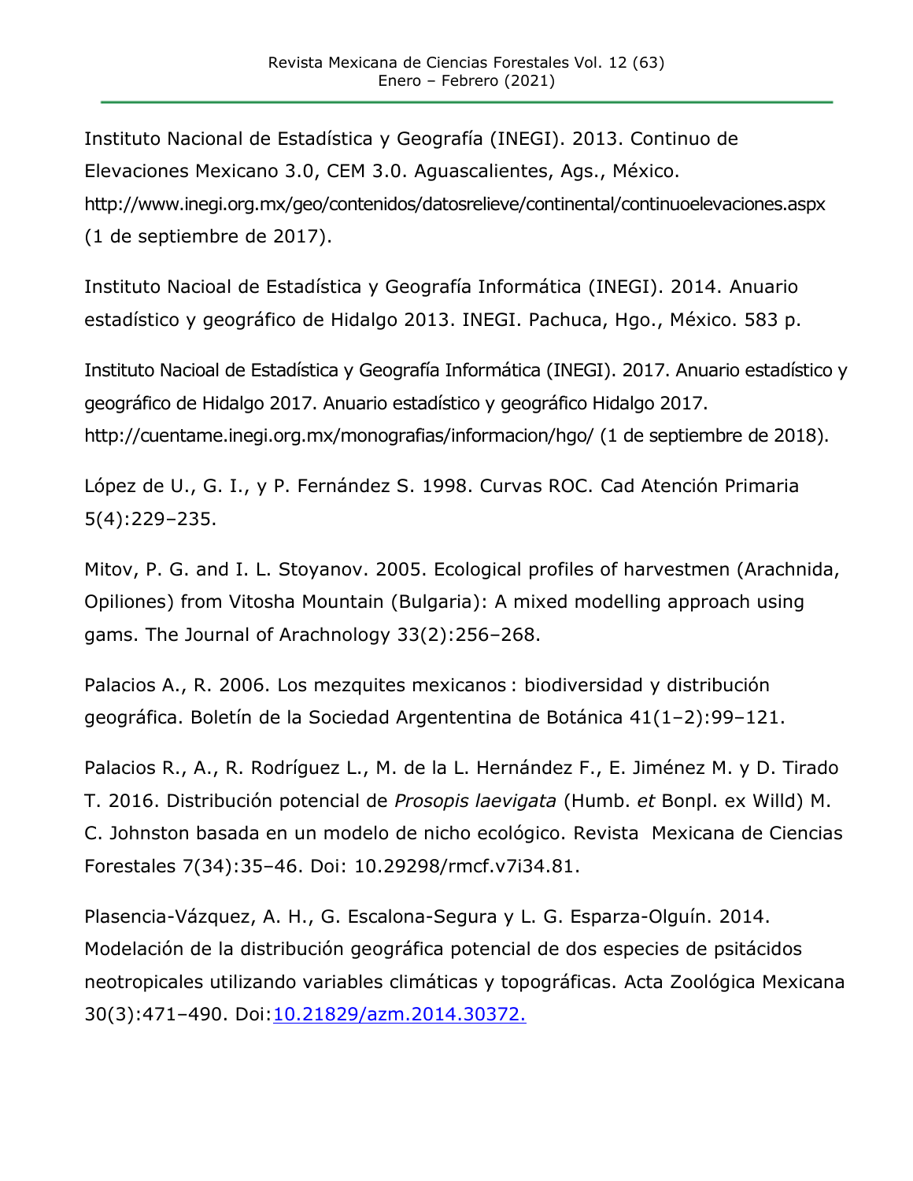Instituto Nacional de Estadística y Geografía (INEGI). 2013. Continuo de Elevaciones Mexicano 3.0, CEM 3.0. Aguascalientes, Ags., México. http://www.inegi.org.mx/geo/contenidos/datosrelieve/continental/continuoelevaciones.aspx (1 de septiembre de 2017).

Instituto Nacioal de Estadística y Geografía Informática (INEGI). 2014. Anuario estadístico y geográfico de Hidalgo 2013. INEGI. Pachuca, Hgo., México. 583 p.

Instituto Nacioal de Estadística y Geografía Informática (INEGI). 2017. Anuario estadístico y geográfico de Hidalgo 2017. Anuario estadístico y geográfico Hidalgo 2017. http://cuentame.inegi.org.mx/monografias/informacion/hgo/ (1 de septiembre de 2018).

López de U., G. I., y P. Fernández S. 1998. Curvas ROC. Cad Atención Primaria 5(4):229–235.

Mitov, P. G. and I. L. Stoyanov. 2005. Ecological profiles of harvestmen (Arachnida, Opiliones) from Vitosha Mountain (Bulgaria): A mixed modelling approach using gams. The Journal of Arachnology 33(2):256–268.

Palacios A., R. 2006. Los mezquites mexicanos : biodiversidad y distribución geográfica. Boletín de la Sociedad Argententina de Botánica 41(1–2):99–121.

Palacios R., A., R. Rodríguez L., M. de la L. Hernández F., E. Jiménez M. y D. Tirado T. 2016. Distribución potencial de *Prosopis laevigata* (Humb. *et* Bonpl. ex Willd) M. C. Johnston basada en un modelo de nicho ecológico. Revista Mexicana de Ciencias Forestales 7(34):35–46. Doi: 10.29298/rmcf.v7i34.81.

Plasencia-Vázquez, A. H., G. Escalona-Segura y L. G. Esparza-Olguín. 2014. Modelación de la distribución geográfica potencial de dos especies de psitácidos neotropicales utilizando variables climáticas y topográficas. Acta Zoológica Mexicana 30(3):471–490. Doi:10.21829/azm.2014.30372.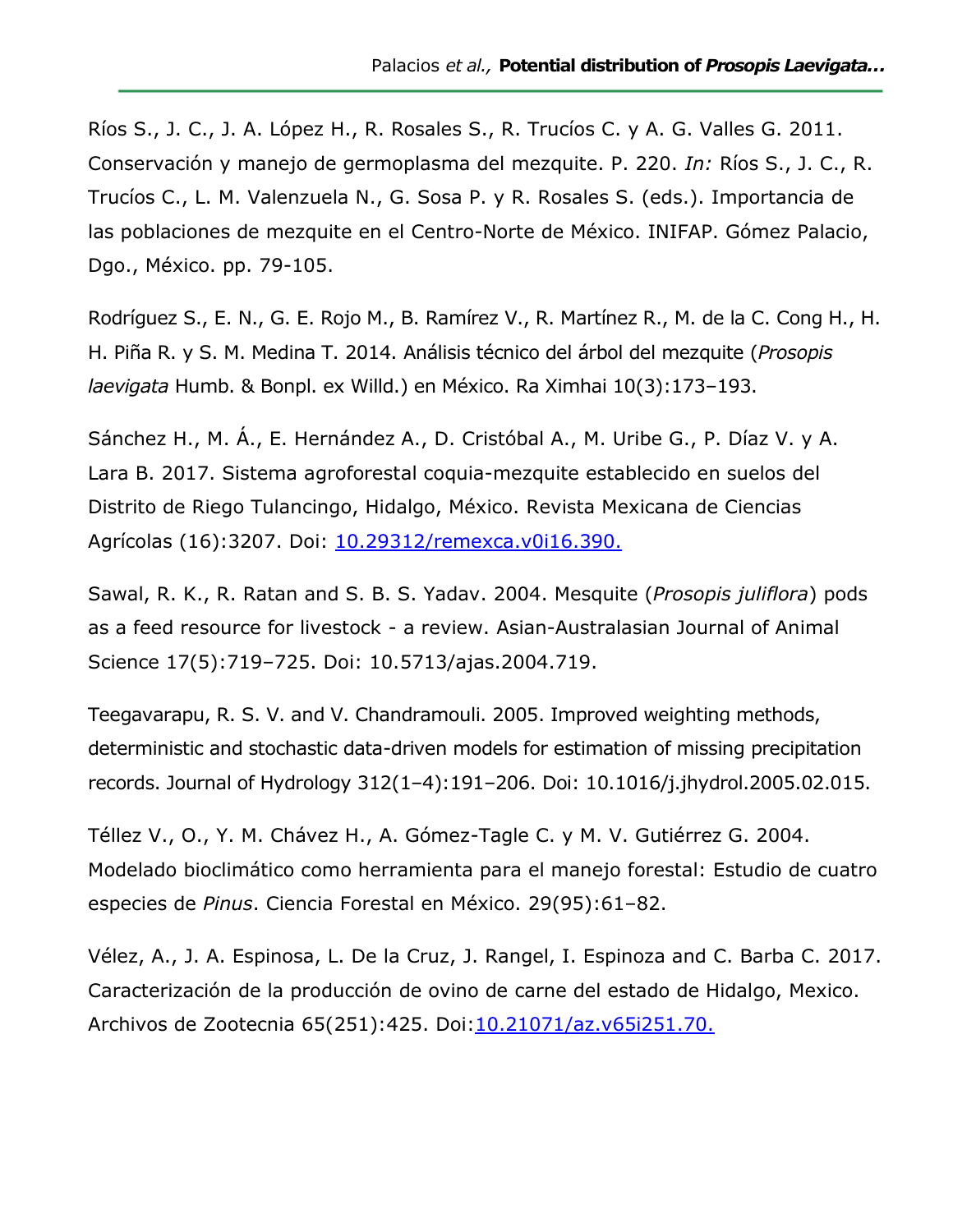Ríos S., J. C., J. A. López H., R. Rosales S., R. Trucíos C. y A. G. Valles G. 2011. Conservación y manejo de germoplasma del mezquite. P. 220. *In:* Ríos S., J. C., R. Trucíos C., L. M. Valenzuela N., G. Sosa P. y R. Rosales S. (eds.). Importancia de las poblaciones de mezquite en el Centro-Norte de México. INIFAP. Gómez Palacio, Dgo., México. pp. 79-105.

Rodríguez S., E. N., G. E. Rojo M., B. Ramírez V., R. Martínez R., M. de la C. Cong H., H. H. Piña R. y S. M. Medina T. 2014. Análisis técnico del árbol del mezquite (*Prosopis laevigata* Humb. & Bonpl. ex Willd.) en México. Ra Ximhai 10(3):173–193.

Sánchez H., M. Á., E. Hernández A., D. Cristóbal A., M. Uribe G., P. Díaz V. y A. Lara B. 2017. Sistema agroforestal coquia-mezquite establecido en suelos del Distrito de Riego Tulancingo, Hidalgo, México. Revista Mexicana de Ciencias Agrícolas (16):3207. Doi: 10.29312/remexca.v0i16.390.

Sawal, R. K., R. Ratan and S. B. S. Yadav. 2004. Mesquite (*Prosopis juliflora*) pods as a feed resource for livestock - a review. Asian-Australasian Journal of Animal Science 17(5):719–725. Doi: 10.5713/ajas.2004.719.

Teegavarapu, R. S. V. and V. Chandramouli. 2005. Improved weighting methods, deterministic and stochastic data-driven models for estimation of missing precipitation records. Journal of Hydrology 312(1–4):191–206. Doi: 10.1016/j.jhydrol.2005.02.015.

Téllez V., O., Y. M. Chávez H., A. Gómez-Tagle C. y M. V. Gutiérrez G. 2004. Modelado bioclimático como herramienta para el manejo forestal: Estudio de cuatro especies de *Pinus*. Ciencia Forestal en México. 29(95):61–82.

Vélez, A., J. A. Espinosa, L. De la Cruz, J. Rangel, I. Espinoza and C. Barba C. 2017. Caracterización de la producción de ovino de carne del estado de Hidalgo, Mexico. Archivos de Zootecnia 65(251):425. Doi:10.21071/az.v65i251.70.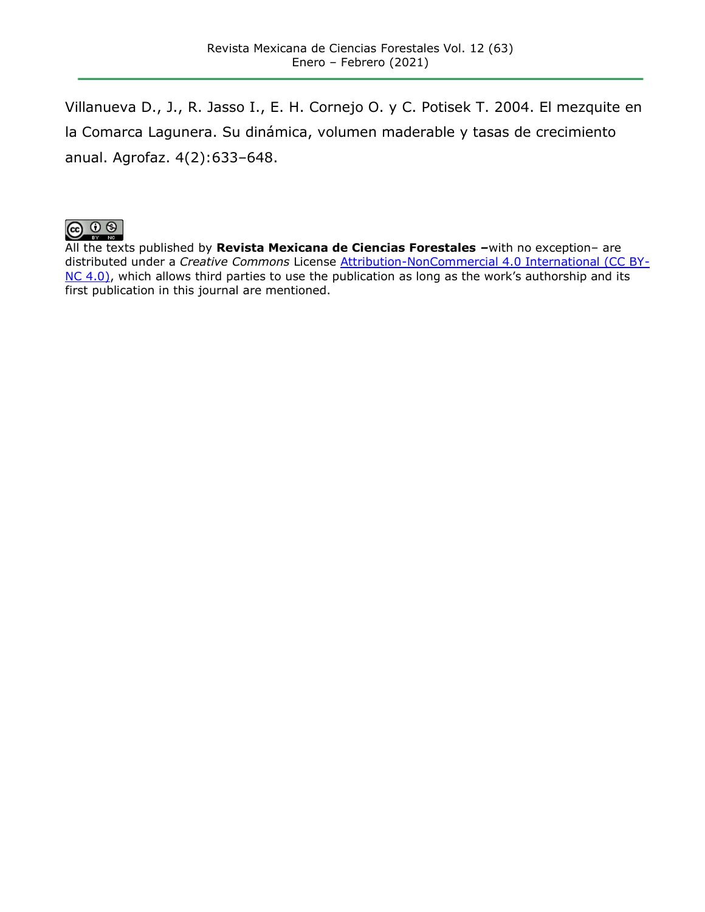Villanueva D., J., R. Jasso I., E. H. Cornejo O. y C. Potisek T. 2004. El mezquite en la Comarca Lagunera. Su dinámica, volumen maderable y tasas de crecimiento anual. Agrofaz. 4(2):633–648.

All the texts published by **Revista Mexicana de Ciencias Forestales –**with no exception– are distributed under a *Creative Commons* License Attribution-NonCommercial 4.0 International (CC BY-NC 4.0), which allows third parties to use the publication as long as the work's authorship and its first publication in this journal are mentioned.